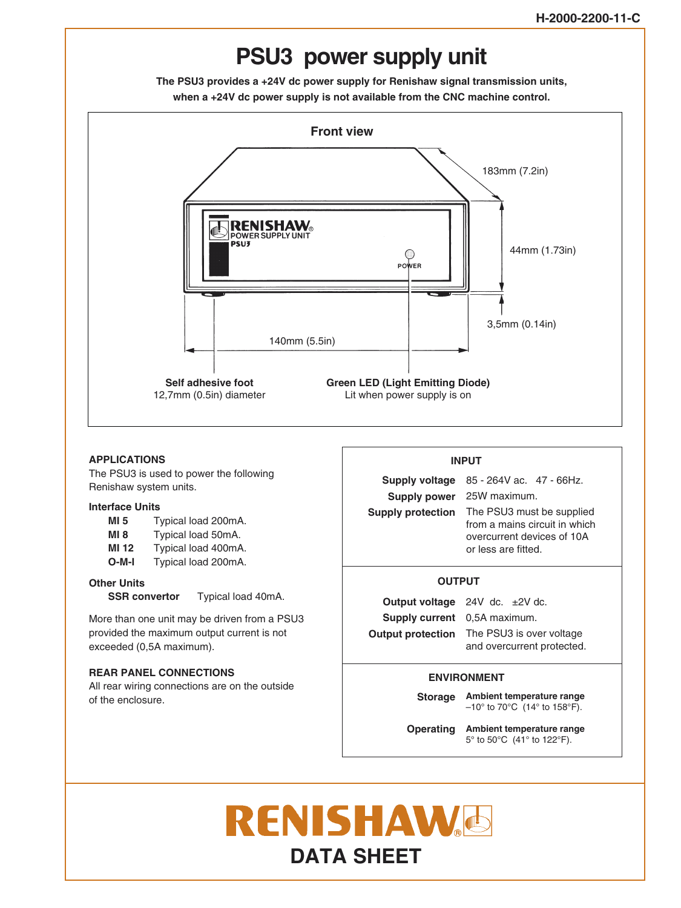# PSU3 power supply unit

**The PSU3 provides a +24V dc power supply for Renishaw signal transmission units, when a +24V dc power supply is not available from the CNC machine control.**

## Front view

183mm (7.2in)

44mm (1.73in)

3,5mm (0.14in)

140mm (5.5in)

RENISHAW® POWER SUPPLY UNIT PSU3

POWER

**Self adhesive foot**
12,7mm (0.5in) diameter

**Green LED (Light Emitting Diode)**
Lit when power supply is on

## APPLICATIONS

The PSU3 is used to power the following Renishaw system units.

### Interface Units

| | |
|---|---|
| **MI 5** | Typical load 200mA. |
| **MI 8** | Typical load 50mA. |
| **MI 12** | Typical load 400mA. |
| **O-M-I** | Typical load 200mA. |

### Other Units

| | |
|---|---|
| **SSR convertor** | Typical load 40mA. |

More than one unit may be driven from a PSU3 provided the maximum output current is not exceeded (0,5A maximum).

## REAR PANEL CONNECTIONS

All rear wiring connections are on the outside of the enclosure.

## INPUT

| | |
|---|---|
| **Supply voltage** | 85 - 264V ac. 47 - 66Hz. |
| **Supply power** | 25W maximum. |
| **Supply protection** | The PSU3 must be supplied from a mains circuit in which overcurrent devices of 10A or less are fitted. |

## OUTPUT

| | |
|---|---|
| **Output voltage** | 24V dc. ±2V dc. |
| **Supply current** | 0,5A maximum. |
| **Output protection** | The PSU3 is over voltage and overcurrent protected. |

## ENVIRONMENT

| | |
|---|---|
| **Storage** | **Ambient temperature range** –10° to 70°C (14° to 158°F). |
| **Operating** | **Ambient temperature range** 5° to 50°C (41° to 122°F). |

RENISHAW®

DATA SHEET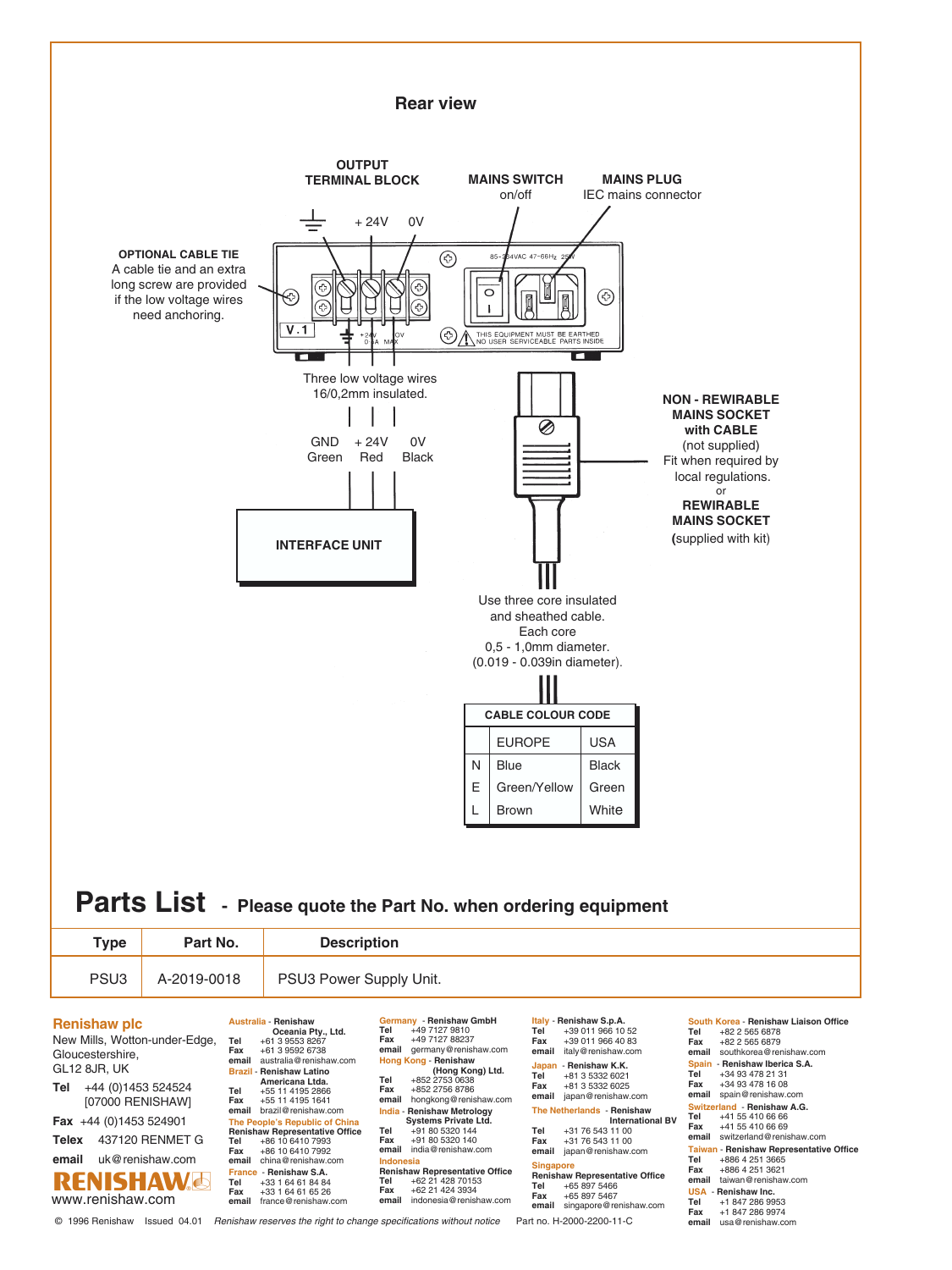## Rear view

OUTPUT TERMINAL BLOCK

+ 24V 0V

MAINS SWITCH on/off

MAINS PLUG IEC mains connector

**OPTIONAL CABLE TIE**
A cable tie and an extra long screw are provided if the low voltage wires need anchoring.

85-264VAC 47-66Hz 25W

V.1

+24V 0.5A MAX 0V

THIS EQUIPMENT MUST BE EARTHED
NO USER SERVICEABLE PARTS INSIDE

Three low voltage wires 16/0,2mm insulated.

GND Green | + 24V Red | 0V Black

INTERFACE UNIT

**NON - REWIRABLE MAINS SOCKET with CABLE**
(not supplied)
Fit when required by local regulations.
or
**REWIRABLE MAINS SOCKET**
(supplied with kit)

Use three core insulated and sheathed cable. Each core 0,5 - 1,0mm diameter. (0.019 - 0.039in diameter).

| CABLE COLOUR CODE | | |
|---|---|---|
| | EUROPE | USA |
| N | Blue | Black |
| E | Green/Yellow | Green |
| L | Brown | White |

# Parts List - Please quote the Part No. when ordering equipment

| Type | Part No. | Description |
|---|---|---|
| PSU3 | A-2019-0018 | PSU3 Power Supply Unit. |

**Renishaw plc**
New Mills, Wotton-under-Edge, Gloucestershire, GL12 8JR, UK
**Tel** +44 (0)1453 524524 [07000 RENISHAW]
**Fax** +44 (0)1453 524901
**Telex** 437120 RENMET G
**email** uk@renishaw.com
RENISHAW
www.renishaw.com

**Australia** - Renishaw Oceania Pty., Ltd.
Tel +61 3 9553 8267
Fax +61 3 9592 6738
email australia@renishaw.com

**Brazil** - Renishaw Latino Americana Ltda.
Tel +55 11 4195 2866
Fax +55 11 4195 1641
email brazil@renishaw.com

**The People's Republic of China** Renishaw Representative Office
Tel +86 10 6410 7993
Fax +86 10 6410 7992
email china@renishaw.com

**France** - Renishaw S.A.
Tel +33 1 64 61 84 84
Fax +33 1 64 61 65 26
email france@renishaw.com

**Germany** - Renishaw GmbH
Tel +49 7127 9810
Fax +49 7127 88237
email germany@renishaw.com

**Hong Kong** - Renishaw (Hong Kong) Ltd.
Tel +852 2753 0638
Fax +852 2756 8786
email hongkong@renishaw.com

**India** - Renishaw Metrology Systems Private Ltd.
Tel +91 80 5320 144
Fax +91 80 5320 140
email india@renishaw.com

**Indonesia**
Renishaw Representative Office
Tel +62 21 428 70153
Fax +62 21 424 3934
email indonesia@renishaw.com

**Italy** - Renishaw S.p.A.
Tel +39 011 966 10 52
Fax +39 011 966 40 83
email italy@renishaw.com

**Japan** - Renishaw K.K.
Tel +81 3 5332 6021
Fax +81 3 5332 6025
email japan@renishaw.com

**The Netherlands** - Renishaw International BV
Tel +31 76 543 11 00
Fax +31 76 543 11 00
email japan@renishaw.com

**Singapore**
Renishaw Representative Office
Tel +65 897 5466
Fax +65 897 5467
email singapore@renishaw.com

**South Korea** - Renishaw Liaison Office
Tel +82 2 565 6878
Fax +82 2 565 6879
email southkorea@renishaw.com

**Spain** - Renishaw Iberica S.A.
Tel +34 93 478 21 31
Fax +34 93 478 16 08
email spain@renishaw.com

**Switzerland** - Renishaw A.G.
Tel +41 55 410 66 66
Fax +41 55 410 66 69
email switzerland@renishaw.com

**Taiwan** - Renishaw Representative Office
Tel +886 4 251 3665
Fax +886 4 251 3621
email taiwan@renishaw.com

**USA** - Renishaw Inc.
Tel +1 847 286 9953
Fax +1 847 286 9974
email usa@renishaw.com

© 1996 Renishaw Issued 04.01 *Renishaw reserves the right to change specifications without notice* Part no. H-2000-2200-11-C